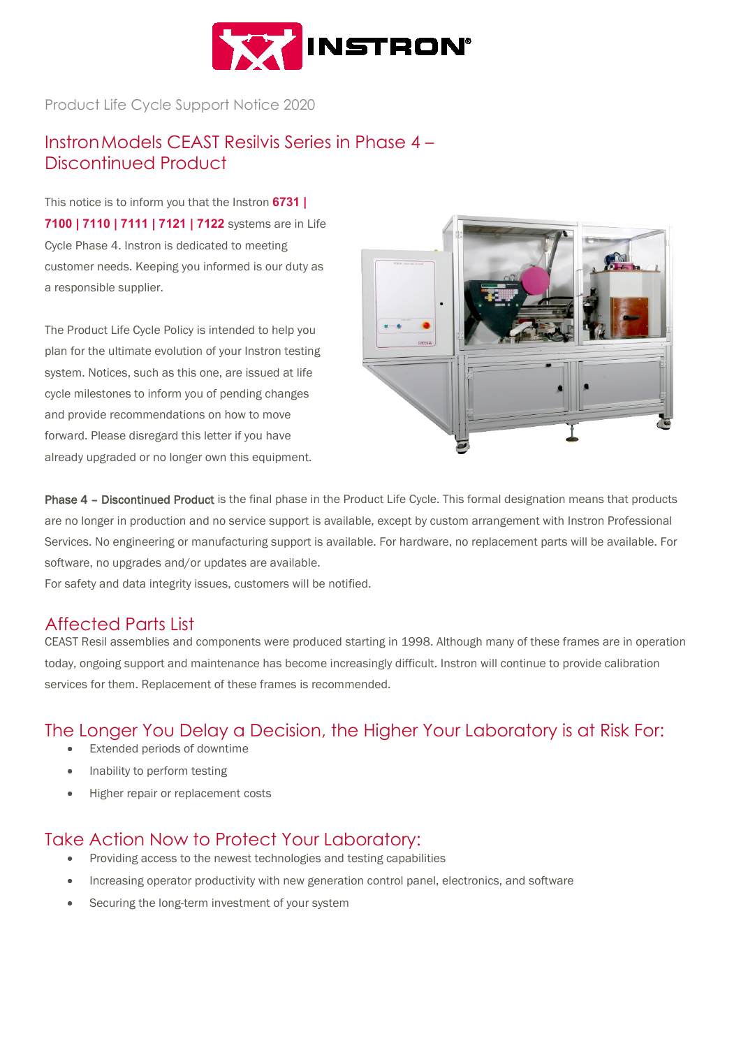Product Life Cycle Support Notice 2020

# Instron Models CEAST Resilvis Series in Phase 4 – Discontinued Product

This notice is to inform you that the Instron **6731 | 7100 | 7110 | 7111 | 7121 | 7122** systems are in Life Cycle Phase 4. Instron is dedicated to meeting customer needs. Keeping you informed is our duty as a responsible supplier.

The Product Life Cycle Policy is intended to help you plan for the ultimate evolution of your Instron testing system. Notices, such as this one, are issued at life cycle milestones to inform you of pending changes and provide recommendations on how to move forward. Please disregard this letter if you have already upgraded or no longer own this equipment.

**Phase 4 – Discontinued Product** is the final phase in the Product Life Cycle. This formal designation means that products are no longer in production and no service support is available, except by custom arrangement with Instron Professional Services. No engineering or manufacturing support is available. For hardware, no replacement parts will be available. For software, no upgrades and/or updates are available.
For safety and data integrity issues, customers will be notified.

## Affected Parts List

CEAST Resil assemblies and components were produced starting in 1998. Although many of these frames are in operation today, ongoing support and maintenance has become increasingly difficult. Instron will continue to provide calibration services for them. Replacement of these frames is recommended.

## The Longer You Delay a Decision, the Higher Your Laboratory is at Risk For:

- Extended periods of downtime
- Inability to perform testing
- Higher repair or replacement costs

## Take Action Now to Protect Your Laboratory:

- Providing access to the newest technologies and testing capabilities
- Increasing operator productivity with new generation control panel, electronics, and software
- Securing the long-term investment of your system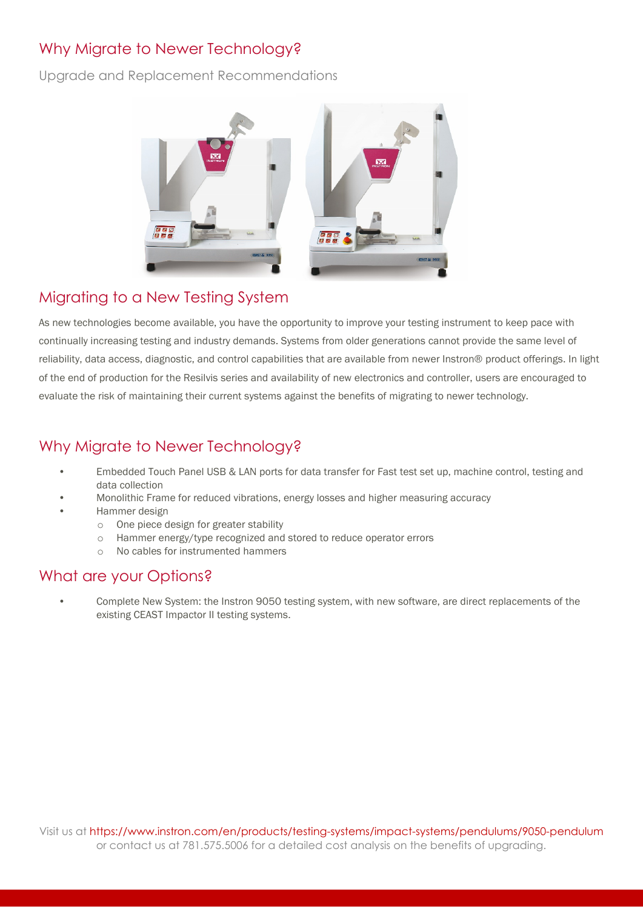## Why Migrate to Newer Technology?

Upgrade and Replacement Recommendations

## Migrating to a New Testing System

As new technologies become available, you have the opportunity to improve your testing instrument to keep pace with continually increasing testing and industry demands. Systems from older generations cannot provide the same level of reliability, data access, diagnostic, and control capabilities that are available from newer Instron® product offerings. In light of the end of production for the Resilvis series and availability of new electronics and controller, users are encouraged to evaluate the risk of maintaining their current systems against the benefits of migrating to newer technology.

## Why Migrate to Newer Technology?

- Embedded Touch Panel USB & LAN ports for data transfer for Fast test set up, machine control, testing and data collection
- Monolithic Frame for reduced vibrations, energy losses and higher measuring accuracy
- Hammer design
  - One piece design for greater stability
  - Hammer energy/type recognized and stored to reduce operator errors
  - No cables for instrumented hammers

## What are your Options?

- Complete New System: the Instron 9050 testing system, with new software, are direct replacements of the existing CEAST Impactor II testing systems.

Visit us at https://www.instron.com/en/products/testing-systems/impact-systems/pendulums/9050-pendulum or contact us at 781.575.5006 for a detailed cost analysis on the benefits of upgrading.